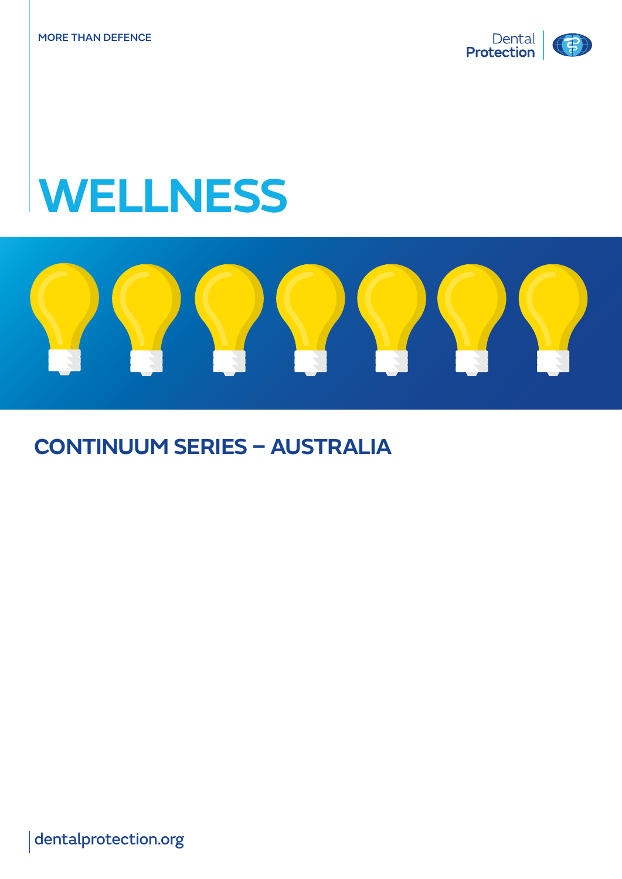MORE THAN DEFENCE

Dental Protection

# WELLNESS

## CONTINUUM SERIES – AUSTRALIA

dentalprotection.org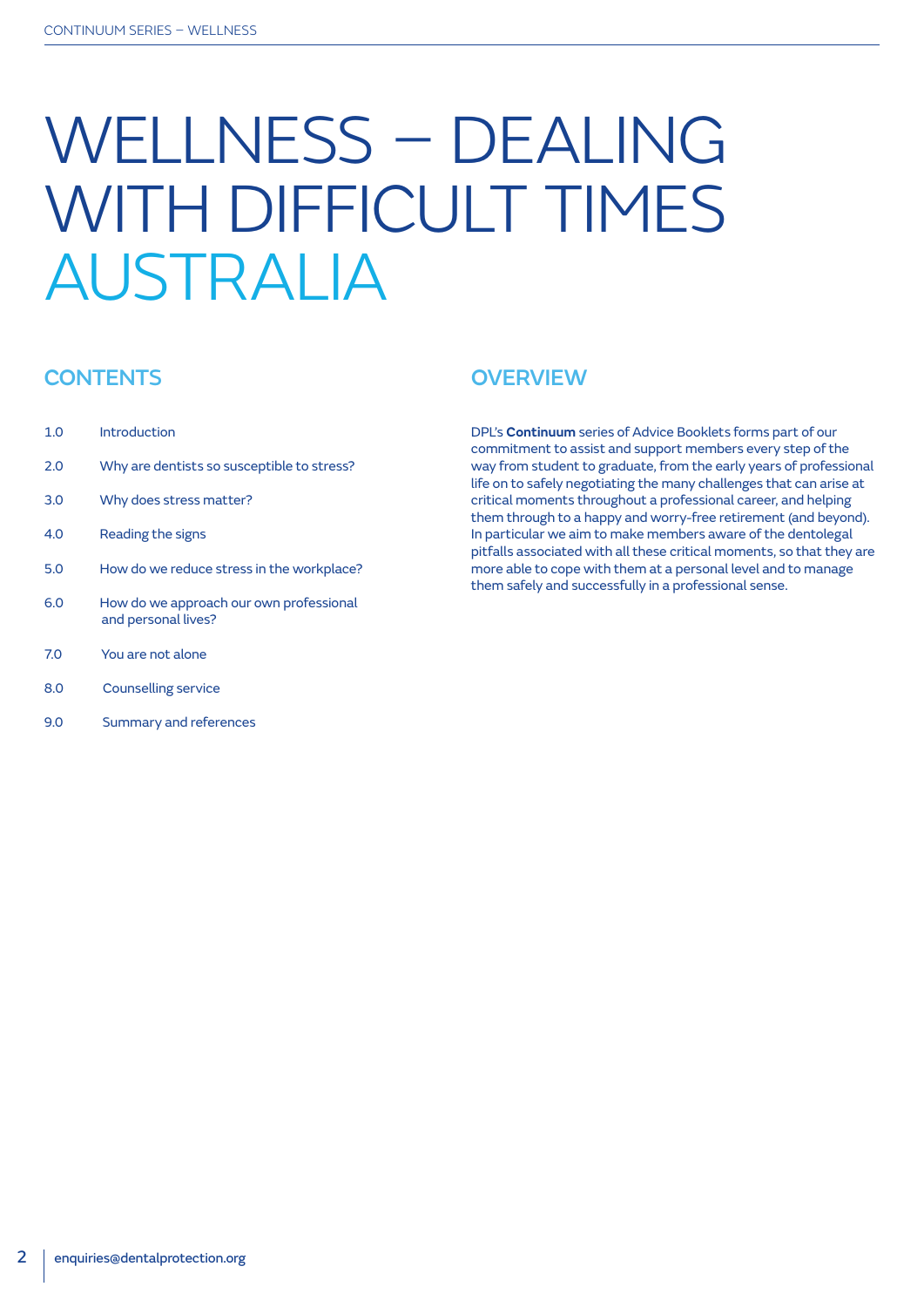# WELLNESS – DEALING WITH DIFFICULT TIMES AUSTRALIA

## CONTENTS

1.0 Introduction

2.0 Why are dentists so susceptible to stress?

3.0 Why does stress matter?

4.0 Reading the signs

5.0 How do we reduce stress in the workplace?

6.0 How do we approach our own professional and personal lives?

7.0 You are not alone

8.0 Counselling service

9.0 Summary and references

## OVERVIEW

DPL's **Continuum** series of Advice Booklets forms part of our commitment to assist and support members every step of the way from student to graduate, from the early years of professional life on to safely negotiating the many challenges that can arise at critical moments throughout a professional career, and helping them through to a happy and worry-free retirement (and beyond). In particular we aim to make members aware of the dentolegal pitfalls associated with all these critical moments, so that they are more able to cope with them at a personal level and to manage them safely and successfully in a professional sense.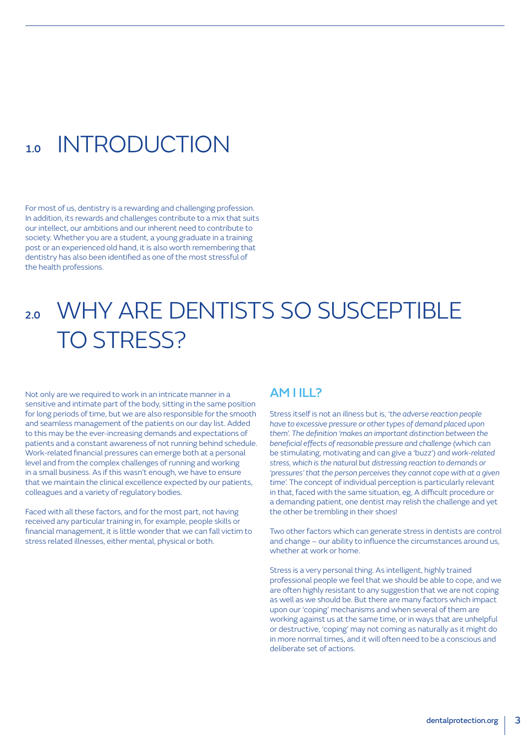# 1.0 INTRODUCTION

For most of us, dentistry is a rewarding and challenging profession. In addition, its rewards and challenges contribute to a mix that suits our intellect, our ambitions and our inherent need to contribute to society. Whether you are a student, a young graduate in a training post or an experienced old hand, it is also worth remembering that dentistry has also been identified as one of the most stressful of the health professions.

# 2.0 WHY ARE DENTISTS SO SUSCEPTIBLE TO STRESS?

Not only are we required to work in an intricate manner in a sensitive and intimate part of the body, sitting in the same position for long periods of time, but we are also responsible for the smooth and seamless management of the patients on our day list. Added to this may be the ever-increasing demands and expectations of patients and a constant awareness of not running behind schedule. Work-related financial pressures can emerge both at a personal level and from the complex challenges of running and working in a small business. As if this wasn't enough, we have to ensure that we maintain the clinical excellence expected by our patients, colleagues and a variety of regulatory bodies.

Faced with all these factors, and for the most part, not having received any particular training in, for example, people skills or financial management, it is little wonder that we can fall victim to stress related illnesses, either mental, physical or both.

## AM I ILL?

Stress itself is not an illness but is, *'the adverse reaction people have to excessive pressure or other types of demand placed upon them'. The definition 'makes an important distinction between the beneficial effects of reasonable pressure and challenge* (which can be stimulating, motivating and can give a 'buzz') *and work-related stress, which is the natural but distressing reaction to demands or 'pressures' that the person perceives they cannot cope with at a given time'.* The concept of individual perception is particularly relevant in that, faced with the same situation, eg, A difficult procedure or a demanding patient, one dentist may relish the challenge and yet the other be trembling in their shoes!

Two other factors which can generate stress in dentists are control and change – our ability to influence the circumstances around us, whether at work or home.

Stress is a very personal thing. As intelligent, highly trained professional people we feel that we should be able to cope, and we are often highly resistant to any suggestion that we are not coping as well as we should be. But there are many factors which impact upon our 'coping' mechanisms and when several of them are working against us at the same time, or in ways that are unhelpful or destructive, 'coping' may not coming as naturally as it might do in more normal times, and it will often need to be a conscious and deliberate set of actions.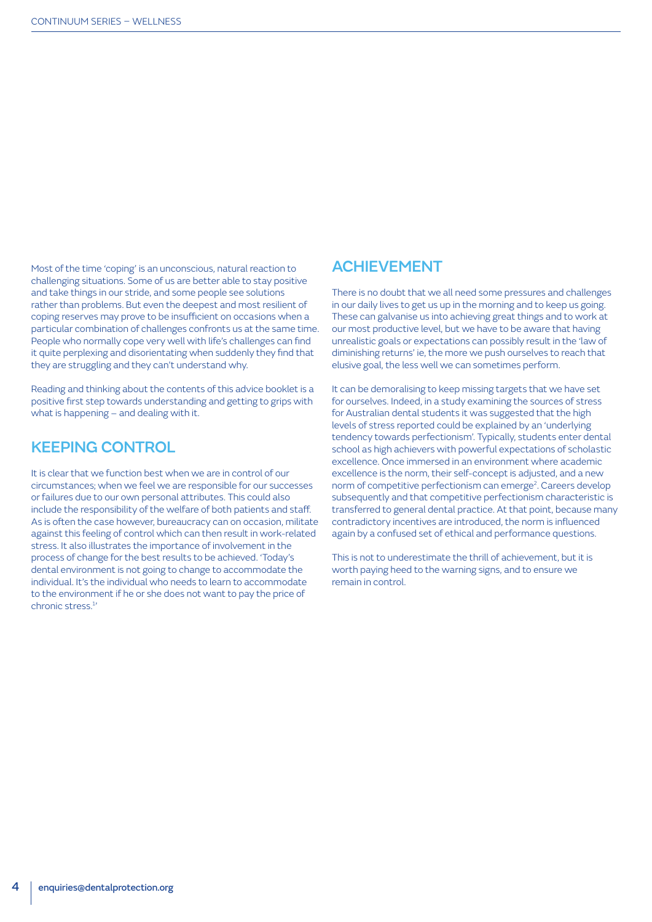Most of the time 'coping' is an unconscious, natural reaction to challenging situations. Some of us are better able to stay positive and take things in our stride, and some people see solutions rather than problems. But even the deepest and most resilient of coping reserves may prove to be insufficient on occasions when a particular combination of challenges confronts us at the same time. People who normally cope very well with life's challenges can find it quite perplexing and disorientating when suddenly they find that they are struggling and they can't understand why.

Reading and thinking about the contents of this advice booklet is a positive first step towards understanding and getting to grips with what is happening – and dealing with it.

## KEEPING CONTROL

It is clear that we function best when we are in control of our circumstances; when we feel we are responsible for our successes or failures due to our own personal attributes. This could also include the responsibility of the welfare of both patients and staff. As is often the case however, bureaucracy can on occasion, militate against this feeling of control which can then result in work-related stress. It also illustrates the importance of involvement in the process of change for the best results to be achieved. 'Today's dental environment is not going to change to accommodate the individual. It's the individual who needs to learn to accommodate to the environment if he or she does not want to pay the price of chronic stress.[1]'

## ACHIEVEMENT

There is no doubt that we all need some pressures and challenges in our daily lives to get us up in the morning and to keep us going. These can galvanise us into achieving great things and to work at our most productive level, but we have to be aware that having unrealistic goals or expectations can possibly result in the 'law of diminishing returns' ie, the more we push ourselves to reach that elusive goal, the less well we can sometimes perform.

It can be demoralising to keep missing targets that we have set for ourselves. Indeed, in a study examining the sources of stress for Australian dental students it was suggested that the high levels of stress reported could be explained by an 'underlying tendency towards perfectionism'. Typically, students enter dental school as high achievers with powerful expectations of scholastic excellence. Once immersed in an environment where academic excellence is the norm, their self-concept is adjusted, and a new norm of competitive perfectionism can emerge[2]. Careers develop subsequently and that competitive perfectionism characteristic is transferred to general dental practice. At that point, because many contradictory incentives are introduced, the norm is influenced again by a confused set of ethical and performance questions.

This is not to underestimate the thrill of achievement, but it is worth paying heed to the warning signs, and to ensure we remain in control.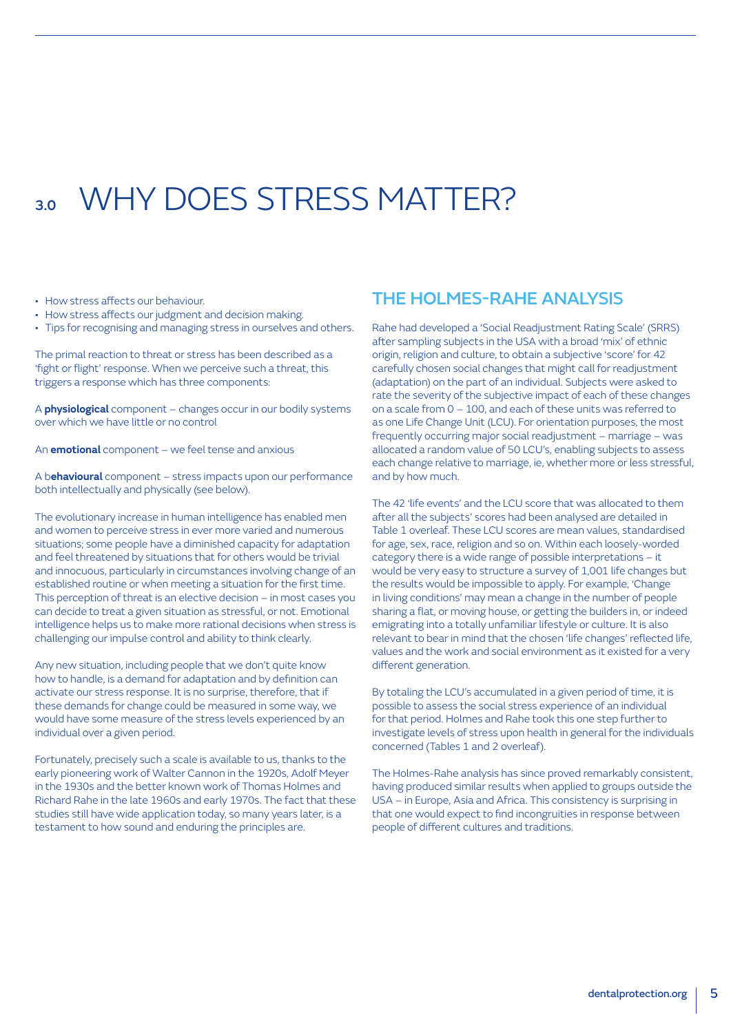# 3.0 WHY DOES STRESS MATTER?

- How stress affects our behaviour.
- How stress affects our judgment and decision making.
- Tips for recognising and managing stress in ourselves and others.

The primal reaction to threat or stress has been described as a 'fight or flight' response. When we perceive such a threat, this triggers a response which has three components:

A **physiological** component – changes occur in our bodily systems over which we have little or no control

An **emotional** component – we feel tense and anxious

A b**ehavioural** component – stress impacts upon our performance both intellectually and physically (see below).

The evolutionary increase in human intelligence has enabled men and women to perceive stress in ever more varied and numerous situations; some people have a diminished capacity for adaptation and feel threatened by situations that for others would be trivial and innocuous, particularly in circumstances involving change of an established routine or when meeting a situation for the first time. This perception of threat is an elective decision – in most cases you can decide to treat a given situation as stressful, or not. Emotional intelligence helps us to make more rational decisions when stress is challenging our impulse control and ability to think clearly.

Any new situation, including people that we don't quite know how to handle, is a demand for adaptation and by definition can activate our stress response. It is no surprise, therefore, that if these demands for change could be measured in some way, we would have some measure of the stress levels experienced by an individual over a given period.

Fortunately, precisely such a scale is available to us, thanks to the early pioneering work of Walter Cannon in the 1920s, Adolf Meyer in the 1930s and the better known work of Thomas Holmes and Richard Rahe in the late 1960s and early 1970s. The fact that these studies still have wide application today, so many years later, is a testament to how sound and enduring the principles are.

## THE HOLMES-RAHE ANALYSIS

Rahe had developed a 'Social Readjustment Rating Scale' (SRRS) after sampling subjects in the USA with a broad 'mix' of ethnic origin, religion and culture, to obtain a subjective 'score' for 42 carefully chosen social changes that might call for readjustment (adaptation) on the part of an individual. Subjects were asked to rate the severity of the subjective impact of each of these changes on a scale from 0 – 100, and each of these units was referred to as one Life Change Unit (LCU). For orientation purposes, the most frequently occurring major social readjustment – marriage – was allocated a random value of 50 LCU's, enabling subjects to assess each change relative to marriage, ie, whether more or less stressful, and by how much.

The 42 'life events' and the LCU score that was allocated to them after all the subjects' scores had been analysed are detailed in Table 1 overleaf. These LCU scores are mean values, standardised for age, sex, race, religion and so on. Within each loosely-worded category there is a wide range of possible interpretations – it would be very easy to structure a survey of 1,001 life changes but the results would be impossible to apply. For example, 'Change in living conditions' may mean a change in the number of people sharing a flat, or moving house, or getting the builders in, or indeed emigrating into a totally unfamiliar lifestyle or culture. It is also relevant to bear in mind that the chosen 'life changes' reflected life, values and the work and social environment as it existed for a very different generation.

By totaling the LCU's accumulated in a given period of time, it is possible to assess the social stress experience of an individual for that period. Holmes and Rahe took this one step further to investigate levels of stress upon health in general for the individuals concerned (Tables 1 and 2 overleaf).

The Holmes-Rahe analysis has since proved remarkably consistent, having produced similar results when applied to groups outside the USA – in Europe, Asia and Africa. This consistency is surprising in that one would expect to find incongruities in response between people of different cultures and traditions.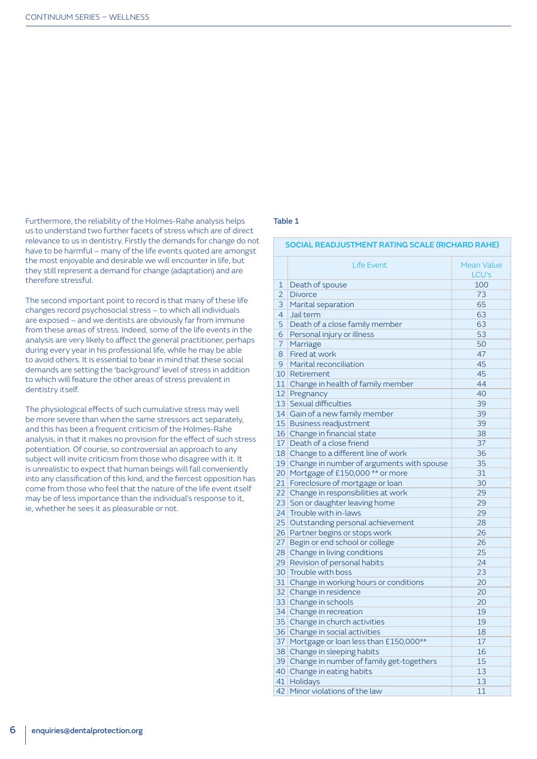Furthermore, the reliability of the Holmes-Rahe analysis helps us to understand two further facets of stress which are of direct relevance to us in dentistry. Firstly the demands for change do not have to be harmful – many of the life events quoted are amongst the most enjoyable and desirable we will encounter in life, but they still represent a demand for change (adaptation) and are therefore stressful.

The second important point to record is that many of these life changes record psychosocial stress – to which all individuals are exposed – and we dentists are obviously far from immune from these areas of stress. Indeed, some of the life events in the analysis are very likely to affect the general practitioner, perhaps during every year in his professional life, while he may be able to avoid others. It is essential to bear in mind that these social demands are setting the 'background' level of stress in addition to which will feature the other areas of stress prevalent in dentistry itself.

The physiological effects of such cumulative stress may well be more severe than when the same stressors act separately, and this has been a frequent criticism of the Holmes-Rahe analysis, in that it makes no provision for the effect of such stress potentiation. Of course, so controversial an approach to any subject will invite criticism from those who disagree with it. It is unrealistic to expect that human beings will fall conveniently into any classification of this kind, and the fiercest opposition has come from those who feel that the nature of the life event itself may be of less importance than the individual's response to it, ie, whether he sees it as pleasurable or not.

**Table 1**

**SOCIAL READJUSTMENT RATING SCALE (RICHARD RAHE)**

| | Life Event | Mean Value LCU's |
|---|---|---|
| 1 | Death of spouse | 100 |
| 2 | Divorce | 73 |
| 3 | Marital separation | 65 |
| 4 | Jail term | 63 |
| 5 | Death of a close family member | 63 |
| 6 | Personal injury or illness | 53 |
| 7 | Marriage | 50 |
| 8 | Fired at work | 47 |
| 9 | Marital reconciliation | 45 |
| 10 | Retirement | 45 |
| 11 | Change in health of family member | 44 |
| 12 | Pregnancy | 40 |
| 13 | Sexual difficulties | 39 |
| 14 | Gain of a new family member | 39 |
| 15 | Business readjustment | 39 |
| 16 | Change in financial state | 38 |
| 17 | Death of a close friend | 37 |
| 18 | Change to a different line of work | 36 |
| 19 | Change in number of arguments with spouse | 35 |
| 20 | Mortgage of £150,000 ** or more | 31 |
| 21 | Foreclosure of mortgage or loan | 30 |
| 22 | Change in responsibilities at work | 29 |
| 23 | Son or daughter leaving home | 29 |
| 24 | Trouble with in-laws | 29 |
| 25 | Outstanding personal achievement | 28 |
| 26 | Partner begins or stops work | 26 |
| 27 | Begin or end school or college | 26 |
| 28 | Change in living conditions | 25 |
| 29 | Revision of personal habits | 24 |
| 30 | Trouble with boss | 23 |
| 31 | Change in working hours or conditions | 20 |
| 32 | Change in residence | 20 |
| 33 | Change in schools | 20 |
| 34 | Change in recreation | 19 |
| 35 | Change in church activities | 19 |
| 36 | Change in social activities | 18 |
| 37 | Mortgage or loan less than £150,000** | 17 |
| 38 | Change in sleeping habits | 16 |
| 39 | Change in number of family get-togethers | 15 |
| 40 | Change in eating habits | 13 |
| 41 | Holidays | 13 |
| 42 | Minor violations of the law | 11 |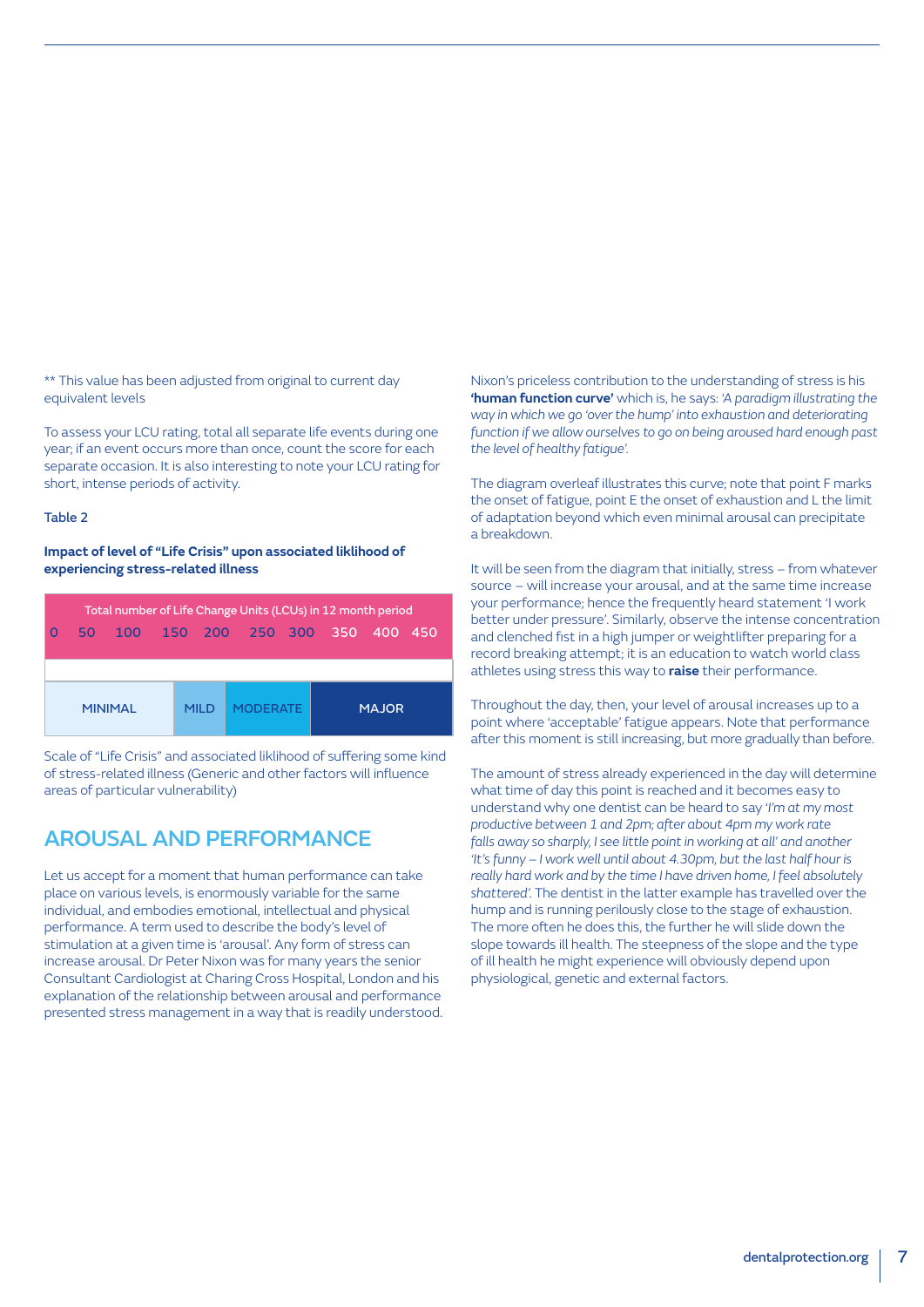** This value has been adjusted from original to current day equivalent levels

To assess your LCU rating, total all separate life events during one year; if an event occurs more than once, count the score for each separate occasion. It is also interesting to note your LCU rating for short, intense periods of activity.

**Table 2**

**Impact of level of "Life Crisis" upon associated liklihood of experiencing stress-related illness**

| Total number of Life Change Units (LCUs) in 12 month period | | | |
|---|---|---|---|
| 0 50 100 150 | 200 | 250 300 | 350 400 450 |
| MINIMAL | MILD | MODERATE | MAJOR |

Scale of "Life Crisis" and associated liklihood of suffering some kind of stress-related illness (Generic and other factors will influence areas of particular vulnerability)

## AROUSAL AND PERFORMANCE

Let us accept for a moment that human performance can take place on various levels, is enormously variable for the same individual, and embodies emotional, intellectual and physical performance. A term used to describe the body's level of stimulation at a given time is 'arousal'. Any form of stress can increase arousal. Dr Peter Nixon was for many years the senior Consultant Cardiologist at Charing Cross Hospital, London and his explanation of the relationship between arousal and performance presented stress management in a way that is readily understood.

Nixon's priceless contribution to the understanding of stress is his **'human function curve'** which is, he says: *'A paradigm illustrating the way in which we go 'over the hump' into exhaustion and deteriorating function if we allow ourselves to go on being aroused hard enough past the level of healthy fatigue'.*

The diagram overleaf illustrates this curve; note that point F marks the onset of fatigue, point E the onset of exhaustion and L the limit of adaptation beyond which even minimal arousal can precipitate a breakdown.

It will be seen from the diagram that initially, stress – from whatever source – will increase your arousal, and at the same time increase your performance; hence the frequently heard statement 'I work better under pressure'. Similarly, observe the intense concentration and clenched fist in a high jumper or weightlifter preparing for a record breaking attempt; it is an education to watch world class athletes using stress this way to **raise** their performance.

Throughout the day, then, your level of arousal increases up to a point where 'acceptable' fatigue appears. Note that performance after this moment is still increasing, but more gradually than before.

The amount of stress already experienced in the day will determine what time of day this point is reached and it becomes easy to understand why one dentist can be heard to say *'I'm at my most productive between 1 and 2pm; after about 4pm my work rate falls away so sharply, I see little point in working at all'* and another *'It's funny – I work well until about 4.30pm, but the last half hour is really hard work and by the time I have driven home, I feel absolutely shattered'.* The dentist in the latter example has travelled over the hump and is running perilously close to the stage of exhaustion. The more often he does this, the further he will slide down the slope towards ill health. The steepness of the slope and the type of ill health he might experience will obviously depend upon physiological, genetic and external factors.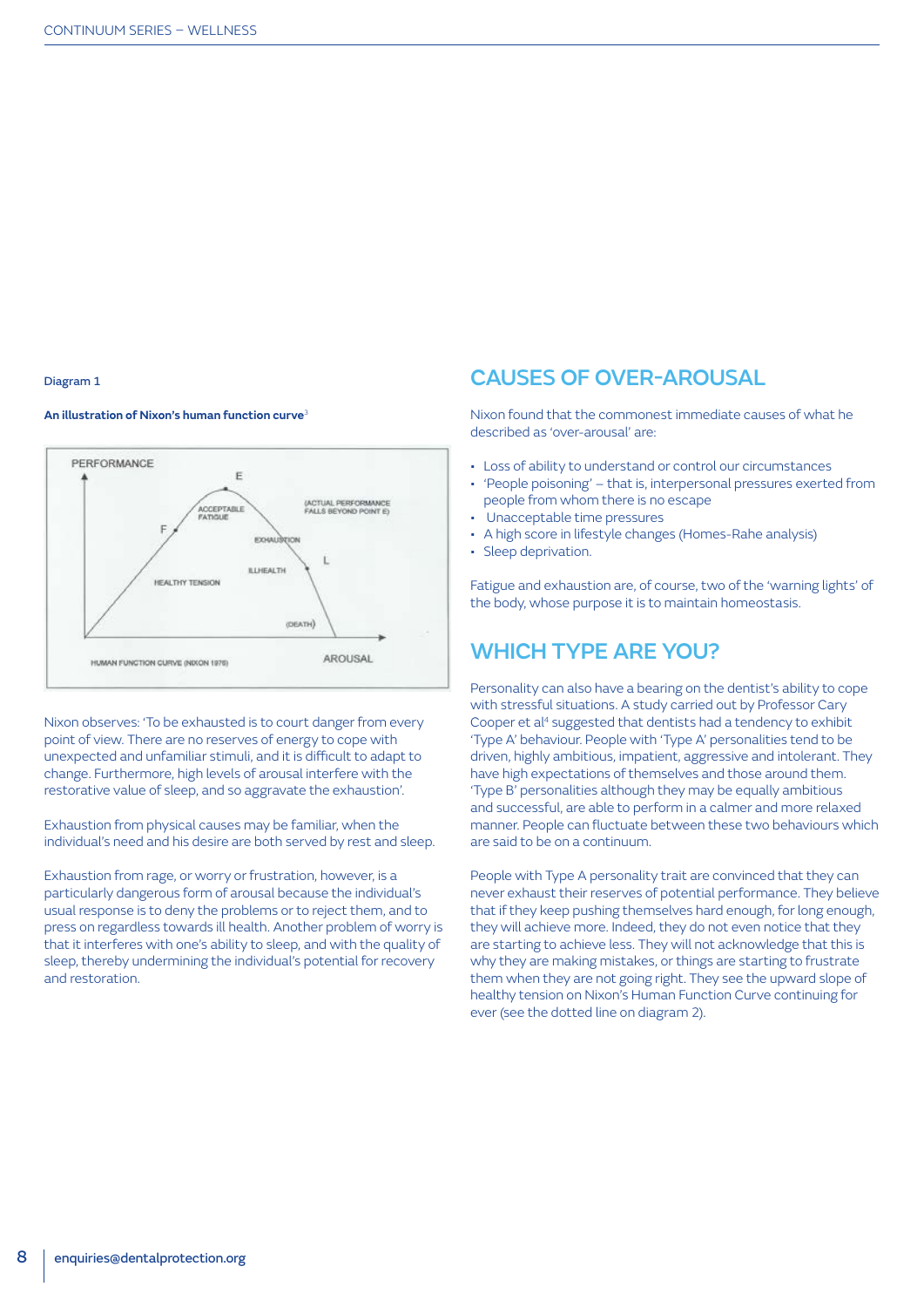Diagram 1

**An illustration of Nixon's human function curve**[3]

Nixon observes: 'To be exhausted is to court danger from every point of view. There are no reserves of energy to cope with unexpected and unfamiliar stimuli, and it is difficult to adapt to change. Furthermore, high levels of arousal interfere with the restorative value of sleep, and so aggravate the exhaustion'.

Exhaustion from physical causes may be familiar, when the individual's need and his desire are both served by rest and sleep.

Exhaustion from rage, or worry or frustration, however, is a particularly dangerous form of arousal because the individual's usual response is to deny the problems or to reject them, and to press on regardless towards ill health. Another problem of worry is that it interferes with one's ability to sleep, and with the quality of sleep, thereby undermining the individual's potential for recovery and restoration.

## CAUSES OF OVER-AROUSAL

Nixon found that the commonest immediate causes of what he described as 'over-arousal' are:

- Loss of ability to understand or control our circumstances
- 'People poisoning' – that is, interpersonal pressures exerted from people from whom there is no escape
- Unacceptable time pressures
- A high score in lifestyle changes (Homes-Rahe analysis)
- Sleep deprivation.

Fatigue and exhaustion are, of course, two of the 'warning lights' of the body, whose purpose it is to maintain homeostasis.

## WHICH TYPE ARE YOU?

Personality can also have a bearing on the dentist's ability to cope with stressful situations. A study carried out by Professor Cary Cooper et al[4] suggested that dentists had a tendency to exhibit 'Type A' behaviour. People with 'Type A' personalities tend to be driven, highly ambitious, impatient, aggressive and intolerant. They have high expectations of themselves and those around them. 'Type B' personalities although they may be equally ambitious and successful, are able to perform in a calmer and more relaxed manner. People can fluctuate between these two behaviours which are said to be on a continuum.

People with Type A personality trait are convinced that they can never exhaust their reserves of potential performance. They believe that if they keep pushing themselves hard enough, for long enough, they will achieve more. Indeed, they do not even notice that they are starting to achieve less. They will not acknowledge that this is why they are making mistakes, or things are starting to frustrate them when they are not going right. They see the upward slope of healthy tension on Nixon's Human Function Curve continuing for ever (see the dotted line on diagram 2).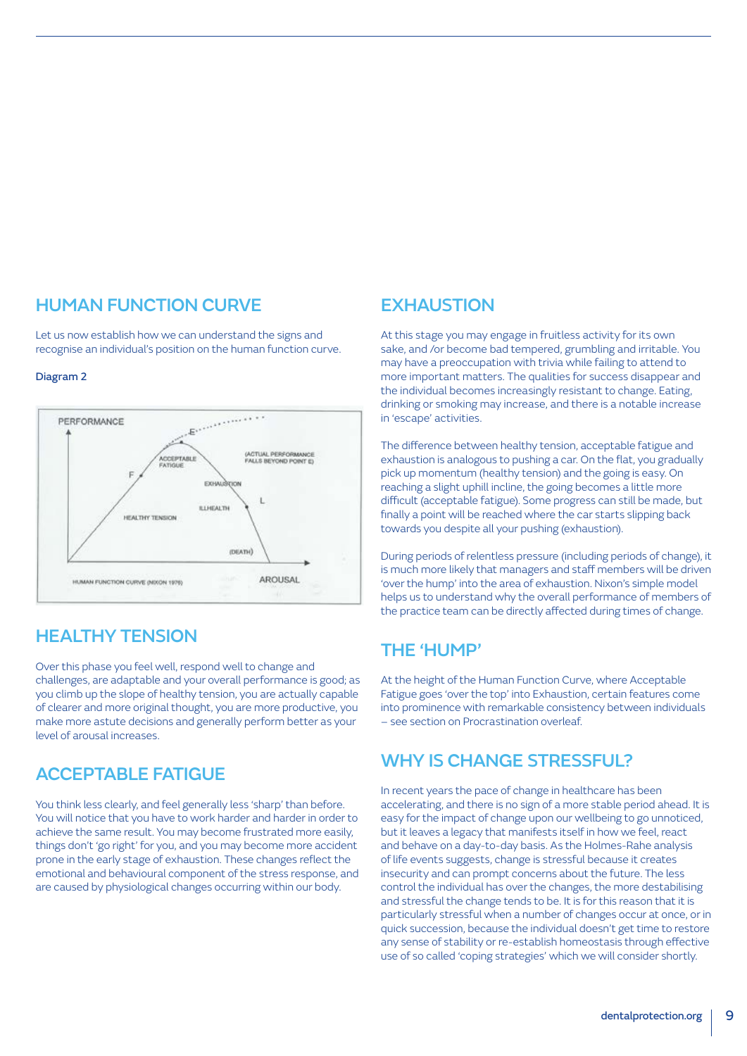## HUMAN FUNCTION CURVE

Let us now establish how we can understand the signs and recognise an individual's position on the human function curve.

**Diagram 2**

## HEALTHY TENSION

Over this phase you feel well, respond well to change and challenges, are adaptable and your overall performance is good; as you climb up the slope of healthy tension, you are actually capable of clearer and more original thought, you are more productive, you make more astute decisions and generally perform better as your level of arousal increases.

## ACCEPTABLE FATIGUE

You think less clearly, and feel generally less 'sharp' than before. You will notice that you have to work harder and harder in order to achieve the same result. You may become frustrated more easily, things don't 'go right' for you, and you may become more accident prone in the early stage of exhaustion. These changes reflect the emotional and behavioural component of the stress response, and are caused by physiological changes occurring within our body.

## EXHAUSTION

At this stage you may engage in fruitless activity for its own sake, and /or become bad tempered, grumbling and irritable. You may have a preoccupation with trivia while failing to attend to more important matters. The qualities for success disappear and the individual becomes increasingly resistant to change. Eating, drinking or smoking may increase, and there is a notable increase in 'escape' activities.

The difference between healthy tension, acceptable fatigue and exhaustion is analogous to pushing a car. On the flat, you gradually pick up momentum (healthy tension) and the going is easy. On reaching a slight uphill incline, the going becomes a little more difficult (acceptable fatigue). Some progress can still be made, but finally a point will be reached where the car starts slipping back towards you despite all your pushing (exhaustion).

During periods of relentless pressure (including periods of change), it is much more likely that managers and staff members will be driven 'over the hump' into the area of exhaustion. Nixon's simple model helps us to understand why the overall performance of members of the practice team can be directly affected during times of change.

## THE 'HUMP'

At the height of the Human Function Curve, where Acceptable Fatigue goes 'over the top' into Exhaustion, certain features come into prominence with remarkable consistency between individuals – see section on Procrastination overleaf.

## WHY IS CHANGE STRESSFUL?

In recent years the pace of change in healthcare has been accelerating, and there is no sign of a more stable period ahead. It is easy for the impact of change upon our wellbeing to go unnoticed, but it leaves a legacy that manifests itself in how we feel, react and behave on a day-to-day basis. As the Holmes-Rahe analysis of life events suggests, change is stressful because it creates insecurity and can prompt concerns about the future. The less control the individual has over the changes, the more destabilising and stressful the change tends to be. It is for this reason that it is particularly stressful when a number of changes occur at once, or in quick succession, because the individual doesn't get time to restore any sense of stability or re-establish homeostasis through effective use of so called 'coping strategies' which we will consider shortly.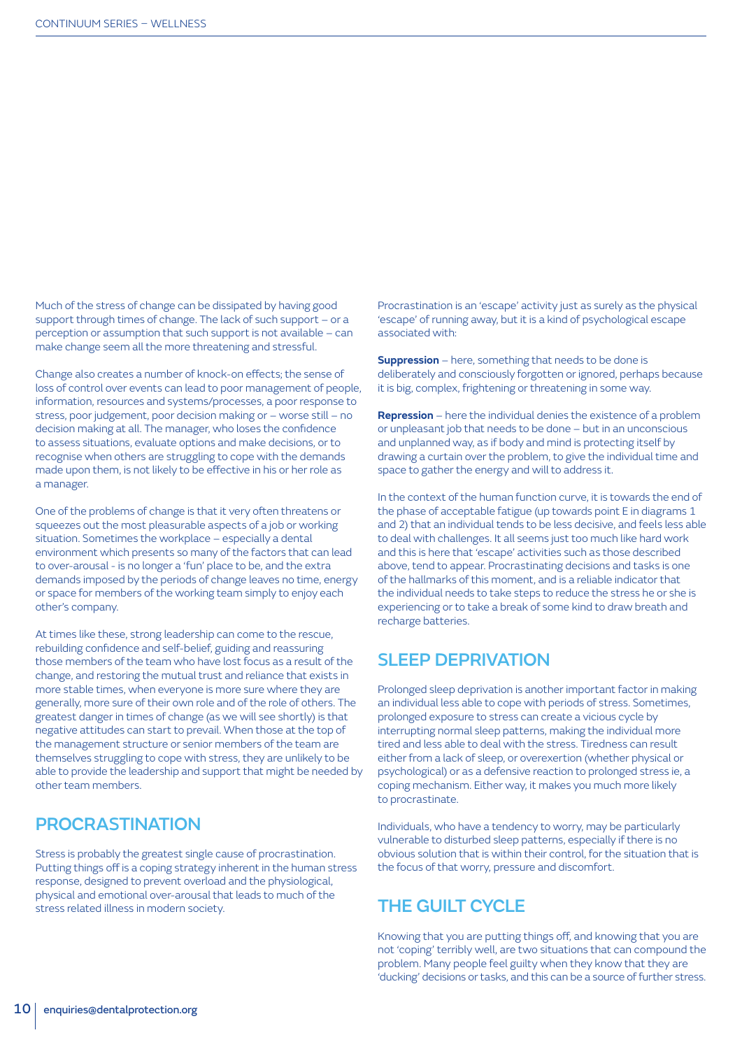Much of the stress of change can be dissipated by having good support through times of change. The lack of such support – or a perception or assumption that such support is not available – can make change seem all the more threatening and stressful.

Change also creates a number of knock-on effects; the sense of loss of control over events can lead to poor management of people, information, resources and systems/processes, a poor response to stress, poor judgement, poor decision making or – worse still – no decision making at all. The manager, who loses the confidence to assess situations, evaluate options and make decisions, or to recognise when others are struggling to cope with the demands made upon them, is not likely to be effective in his or her role as a manager.

One of the problems of change is that it very often threatens or squeezes out the most pleasurable aspects of a job or working situation. Sometimes the workplace – especially a dental environment which presents so many of the factors that can lead to over-arousal - is no longer a 'fun' place to be, and the extra demands imposed by the periods of change leaves no time, energy or space for members of the working team simply to enjoy each other's company.

At times like these, strong leadership can come to the rescue, rebuilding confidence and self-belief, guiding and reassuring those members of the team who have lost focus as a result of the change, and restoring the mutual trust and reliance that exists in more stable times, when everyone is more sure where they are generally, more sure of their own role and of the role of others. The greatest danger in times of change (as we will see shortly) is that negative attitudes can start to prevail. When those at the top of the management structure or senior members of the team are themselves struggling to cope with stress, they are unlikely to be able to provide the leadership and support that might be needed by other team members.

## PROCRASTINATION

Stress is probably the greatest single cause of procrastination. Putting things off is a coping strategy inherent in the human stress response, designed to prevent overload and the physiological, physical and emotional over-arousal that leads to much of the stress related illness in modern society.

Procrastination is an 'escape' activity just as surely as the physical 'escape' of running away, but it is a kind of psychological escape associated with:

**Suppression** – here, something that needs to be done is deliberately and consciously forgotten or ignored, perhaps because it is big, complex, frightening or threatening in some way.

**Repression** – here the individual denies the existence of a problem or unpleasant job that needs to be done – but in an unconscious and unplanned way, as if body and mind is protecting itself by drawing a curtain over the problem, to give the individual time and space to gather the energy and will to address it.

In the context of the human function curve, it is towards the end of the phase of acceptable fatigue (up towards point E in diagrams 1 and 2) that an individual tends to be less decisive, and feels less able to deal with challenges. It all seems just too much like hard work and this is here that 'escape' activities such as those described above, tend to appear. Procrastinating decisions and tasks is one of the hallmarks of this moment, and is a reliable indicator that the individual needs to take steps to reduce the stress he or she is experiencing or to take a break of some kind to draw breath and recharge batteries.

## SLEEP DEPRIVATION

Prolonged sleep deprivation is another important factor in making an individual less able to cope with periods of stress. Sometimes, prolonged exposure to stress can create a vicious cycle by interrupting normal sleep patterns, making the individual more tired and less able to deal with the stress. Tiredness can result either from a lack of sleep, or overexertion (whether physical or psychological) or as a defensive reaction to prolonged stress ie, a coping mechanism. Either way, it makes you much more likely to procrastinate.

Individuals, who have a tendency to worry, may be particularly vulnerable to disturbed sleep patterns, especially if there is no obvious solution that is within their control, for the situation that is the focus of that worry, pressure and discomfort.

## THE GUILT CYCLE

Knowing that you are putting things off, and knowing that you are not 'coping' terribly well, are two situations that can compound the problem. Many people feel guilty when they know that they are 'ducking' decisions or tasks, and this can be a source of further stress.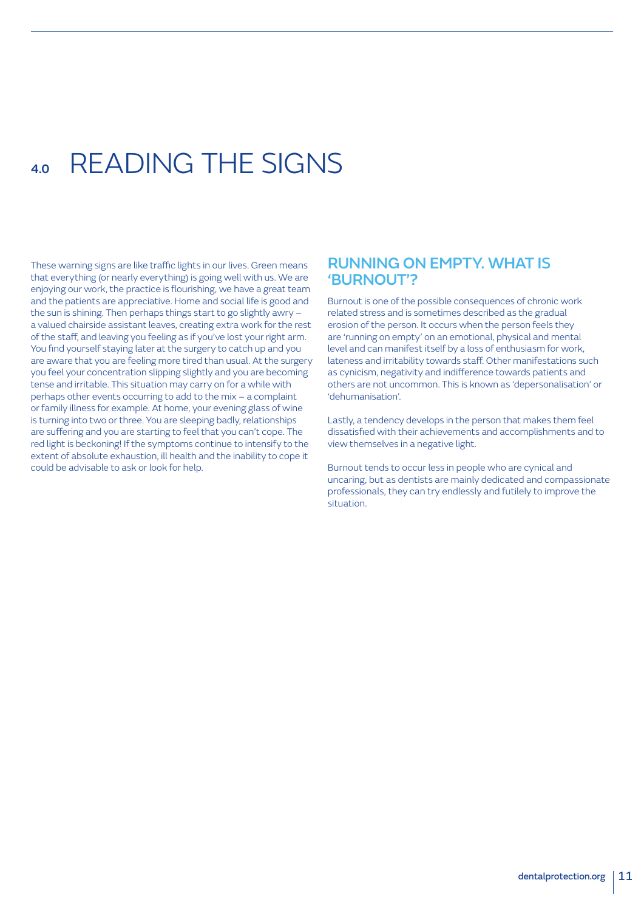# 4.0 READING THE SIGNS

These warning signs are like traffic lights in our lives. Green means that everything (or nearly everything) is going well with us. We are enjoying our work, the practice is flourishing, we have a great team and the patients are appreciative. Home and social life is good and the sun is shining. Then perhaps things start to go slightly awry – a valued chairside assistant leaves, creating extra work for the rest of the staff, and leaving you feeling as if you've lost your right arm. You find yourself staying later at the surgery to catch up and you are aware that you are feeling more tired than usual. At the surgery you feel your concentration slipping slightly and you are becoming tense and irritable. This situation may carry on for a while with perhaps other events occurring to add to the mix – a complaint or family illness for example. At home, your evening glass of wine is turning into two or three. You are sleeping badly, relationships are suffering and you are starting to feel that you can't cope. The red light is beckoning! If the symptoms continue to intensify to the extent of absolute exhaustion, ill health and the inability to cope it could be advisable to ask or look for help.

## RUNNING ON EMPTY. WHAT IS 'BURNOUT'?

Burnout is one of the possible consequences of chronic work related stress and is sometimes described as the gradual erosion of the person. It occurs when the person feels they are 'running on empty' on an emotional, physical and mental level and can manifest itself by a loss of enthusiasm for work, lateness and irritability towards staff. Other manifestations such as cynicism, negativity and indifference towards patients and others are not uncommon. This is known as 'depersonalisation' or 'dehumanisation'.

Lastly, a tendency develops in the person that makes them feel dissatisfied with their achievements and accomplishments and to view themselves in a negative light.

Burnout tends to occur less in people who are cynical and uncaring, but as dentists are mainly dedicated and compassionate professionals, they can try endlessly and futilely to improve the situation.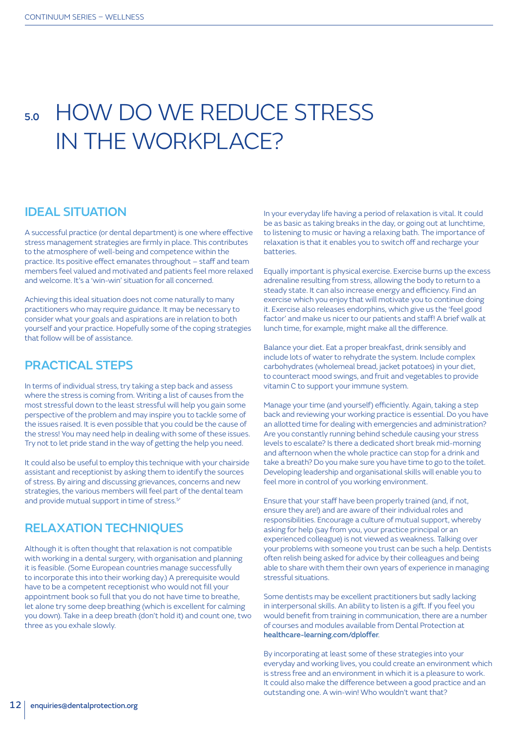# 5.0 HOW DO WE REDUCE STRESS IN THE WORKPLACE?

## IDEAL SITUATION

A successful practice (or dental department) is one where effective stress management strategies are firmly in place. This contributes to the atmosphere of well-being and competence within the practice. Its positive effect emanates throughout – staff and team members feel valued and motivated and patients feel more relaxed and welcome. It's a 'win-win' situation for all concerned.

Achieving this ideal situation does not come naturally to many practitioners who may require guidance. It may be necessary to consider what your goals and aspirations are in relation to both yourself and your practice. Hopefully some of the coping strategies that follow will be of assistance.

## PRACTICAL STEPS

In terms of individual stress, try taking a step back and assess where the stress is coming from. Writing a list of causes from the most stressful down to the least stressful will help you gain some perspective of the problem and may inspire you to tackle some of the issues raised. It is even possible that you could be the cause of the stress! You may need help in dealing with some of these issues. Try not to let pride stand in the way of getting the help you need.

It could also be useful to employ this technique with your chairside assistant and receptionist by asking them to identify the sources of stress. By airing and discussing grievances, concerns and new strategies, the various members will feel part of the dental team and provide mutual support in time of stress.[5]

## RELAXATION TECHNIQUES

Although it is often thought that relaxation is not compatible with working in a dental surgery, with organisation and planning it is feasible. (Some European countries manage successfully to incorporate this into their working day.) A prerequisite would have to be a competent receptionist who would not fill your appointment book so full that you do not have time to breathe, let alone try some deep breathing (which is excellent for calming you down). Take in a deep breath (don't hold it) and count one, two three as you exhale slowly.

In your everyday life having a period of relaxation is vital. It could be as basic as taking breaks in the day, or going out at lunchtime, to listening to music or having a relaxing bath. The importance of relaxation is that it enables you to switch off and recharge your batteries.

Equally important is physical exercise. Exercise burns up the excess adrenaline resulting from stress, allowing the body to return to a steady state. It can also increase energy and efficiency. Find an exercise which you enjoy that will motivate you to continue doing it. Exercise also releases endorphins, which give us the 'feel good factor' and make us nicer to our patients and staff! A brief walk at lunch time, for example, might make all the difference.

Balance your diet. Eat a proper breakfast, drink sensibly and include lots of water to rehydrate the system. Include complex carbohydrates (wholemeal bread, jacket potatoes) in your diet, to counteract mood swings, and fruit and vegetables to provide vitamin C to support your immune system.

Manage your time (and yourself) efficiently. Again, taking a step back and reviewing your working practice is essential. Do you have an allotted time for dealing with emergencies and administration? Are you constantly running behind schedule causing your stress levels to escalate? Is there a dedicated short break mid-morning and afternoon when the whole practice can stop for a drink and take a breath? Do you make sure you have time to go to the toilet. Developing leadership and organisational skills will enable you to feel more in control of you working environment.

Ensure that your staff have been properly trained (and, if not, ensure they are!) and are aware of their individual roles and responsibilities. Encourage a culture of mutual support, whereby asking for help (say from you, your practice principal or an experienced colleague) is not viewed as weakness. Talking over your problems with someone you trust can be such a help. Dentists often relish being asked for advice by their colleagues and being able to share with them their own years of experience in managing stressful situations.

Some dentists may be excellent practitioners but sadly lacking in interpersonal skills. An ability to listen is a gift. If you feel you would benefit from training in communication, there are a number of courses and modules available from Dental Protection at **healthcare-learning.com/dploffer**.

By incorporating at least some of these strategies into your everyday and working lives, you could create an environment which is stress free and an environment in which it is a pleasure to work. It could also make the difference between a good practice and an outstanding one. A win-win! Who wouldn't want that?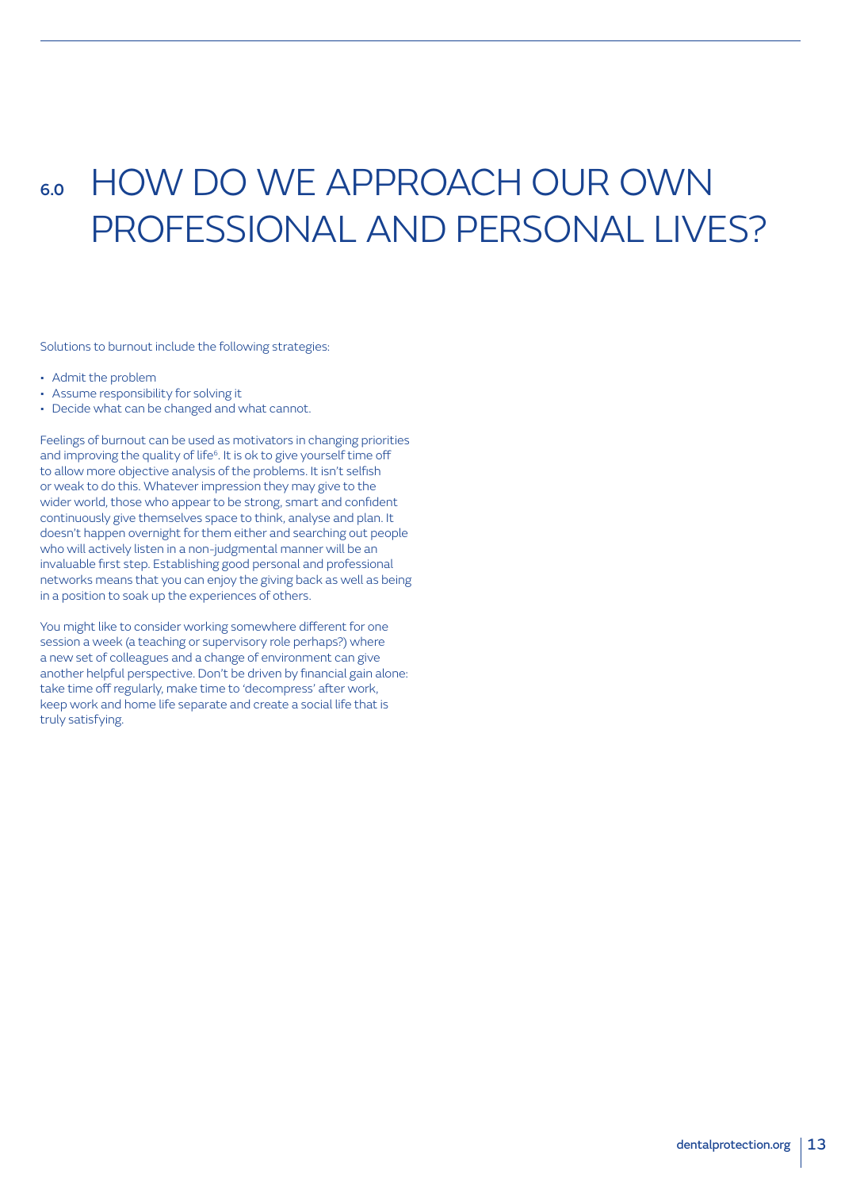# 6.0 HOW DO WE APPROACH OUR OWN PROFESSIONAL AND PERSONAL LIVES?

Solutions to burnout include the following strategies:

- Admit the problem
- Assume responsibility for solving it
- Decide what can be changed and what cannot.

Feelings of burnout can be used as motivators in changing priorities and improving the quality of life[6]. It is ok to give yourself time off to allow more objective analysis of the problems. It isn't selfish or weak to do this. Whatever impression they may give to the wider world, those who appear to be strong, smart and confident continuously give themselves space to think, analyse and plan. It doesn't happen overnight for them either and searching out people who will actively listen in a non-judgmental manner will be an invaluable first step. Establishing good personal and professional networks means that you can enjoy the giving back as well as being in a position to soak up the experiences of others.

You might like to consider working somewhere different for one session a week (a teaching or supervisory role perhaps?) where a new set of colleagues and a change of environment can give another helpful perspective. Don't be driven by financial gain alone: take time off regularly, make time to 'decompress' after work, keep work and home life separate and create a social life that is truly satisfying.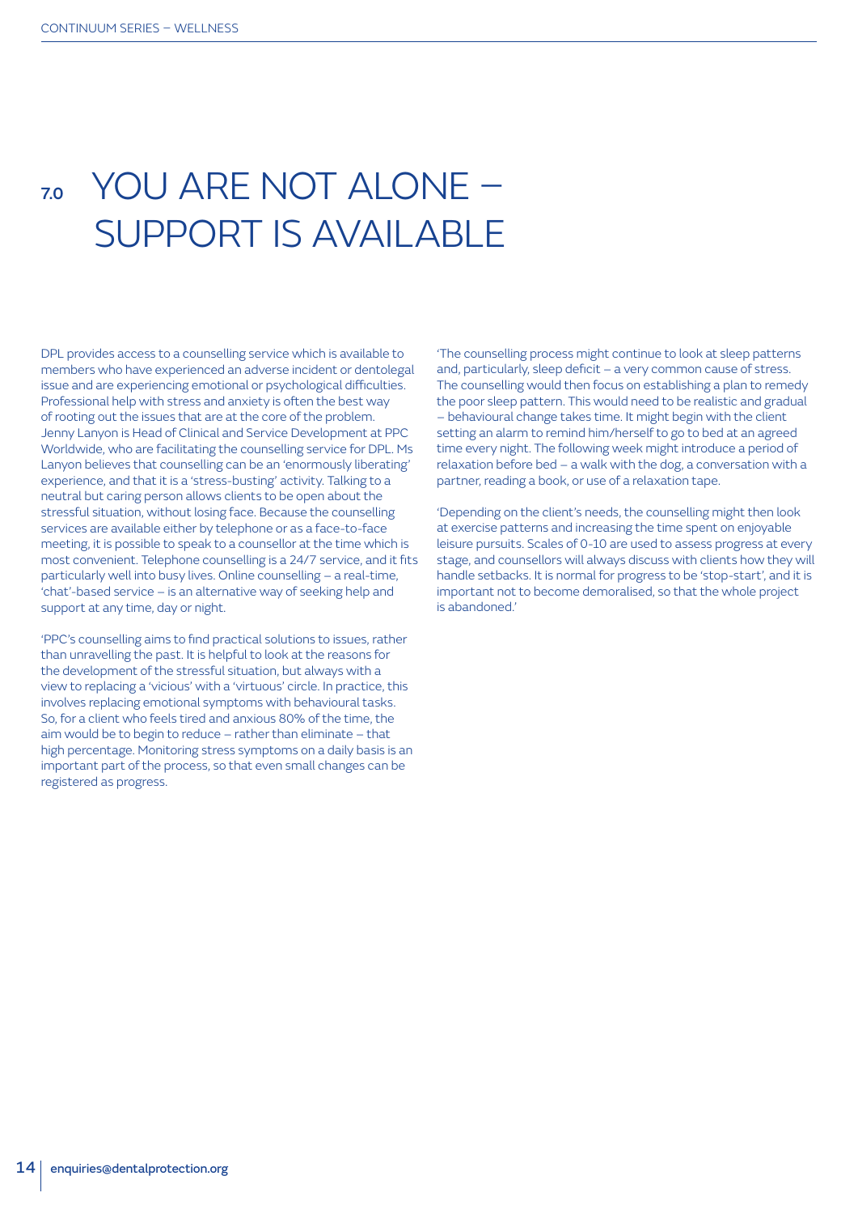# 7.0 YOU ARE NOT ALONE – SUPPORT IS AVAILABLE

DPL provides access to a counselling service which is available to members who have experienced an adverse incident or dentolegal issue and are experiencing emotional or psychological difficulties. Professional help with stress and anxiety is often the best way of rooting out the issues that are at the core of the problem. Jenny Lanyon is Head of Clinical and Service Development at PPC Worldwide, who are facilitating the counselling service for DPL. Ms Lanyon believes that counselling can be an 'enormously liberating' experience, and that it is a 'stress-busting' activity. Talking to a neutral but caring person allows clients to be open about the stressful situation, without losing face. Because the counselling services are available either by telephone or as a face-to-face meeting, it is possible to speak to a counsellor at the time which is most convenient. Telephone counselling is a 24/7 service, and it fits particularly well into busy lives. Online counselling – a real-time, 'chat'-based service – is an alternative way of seeking help and support at any time, day or night.

'PPC's counselling aims to find practical solutions to issues, rather than unravelling the past. It is helpful to look at the reasons for the development of the stressful situation, but always with a view to replacing a 'vicious' with a 'virtuous' circle. In practice, this involves replacing emotional symptoms with behavioural tasks. So, for a client who feels tired and anxious 80% of the time, the aim would be to begin to reduce – rather than eliminate – that high percentage. Monitoring stress symptoms on a daily basis is an important part of the process, so that even small changes can be registered as progress.

'The counselling process might continue to look at sleep patterns and, particularly, sleep deficit – a very common cause of stress. The counselling would then focus on establishing a plan to remedy the poor sleep pattern. This would need to be realistic and gradual – behavioural change takes time. It might begin with the client setting an alarm to remind him/herself to go to bed at an agreed time every night. The following week might introduce a period of relaxation before bed – a walk with the dog, a conversation with a partner, reading a book, or use of a relaxation tape.

'Depending on the client's needs, the counselling might then look at exercise patterns and increasing the time spent on enjoyable leisure pursuits. Scales of 0-10 are used to assess progress at every stage, and counsellors will always discuss with clients how they will handle setbacks. It is normal for progress to be 'stop-start', and it is important not to become demoralised, so that the whole project is abandoned.'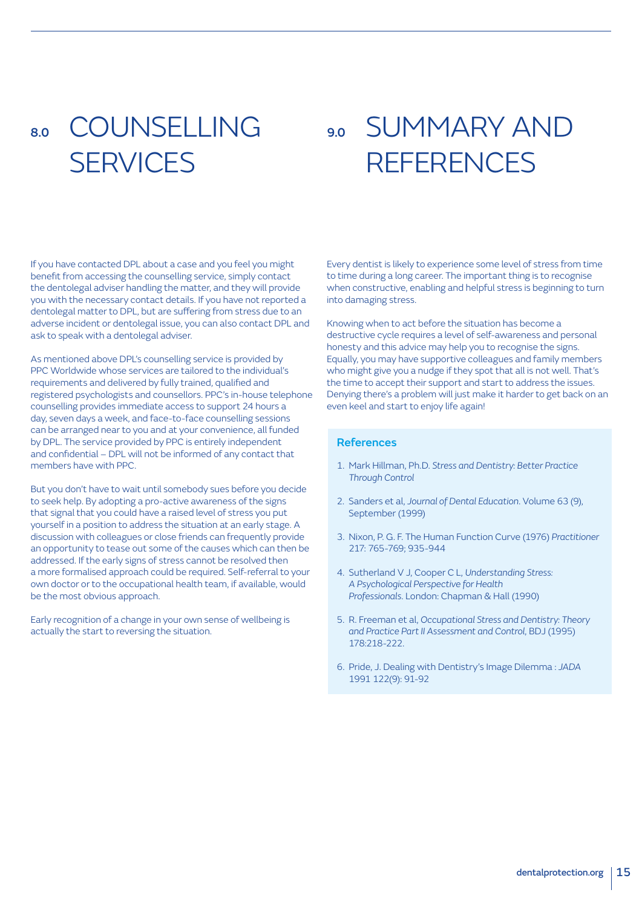# 8.0 COUNSELLING SERVICES

If you have contacted DPL about a case and you feel you might benefit from accessing the counselling service, simply contact the dentolegal adviser handling the matter, and they will provide you with the necessary contact details. If you have not reported a dentolegal matter to DPL, but are suffering from stress due to an adverse incident or dentolegal issue, you can also contact DPL and ask to speak with a dentolegal adviser.

As mentioned above DPL's counselling service is provided by PPC Worldwide whose services are tailored to the individual's requirements and delivered by fully trained, qualified and registered psychologists and counsellors. PPC's in-house telephone counselling provides immediate access to support 24 hours a day, seven days a week, and face-to-face counselling sessions can be arranged near to you and at your convenience, all funded by DPL. The service provided by PPC is entirely independent and confidential – DPL will not be informed of any contact that members have with PPC.

But you don't have to wait until somebody sues before you decide to seek help. By adopting a pro-active awareness of the signs that signal that you could have a raised level of stress you put yourself in a position to address the situation at an early stage. A discussion with colleagues or close friends can frequently provide an opportunity to tease out some of the causes which can then be addressed. If the early signs of stress cannot be resolved then a more formalised approach could be required. Self-referral to your own doctor or to the occupational health team, if available, would be the most obvious approach.

Early recognition of a change in your own sense of wellbeing is actually the start to reversing the situation.

# 9.0 SUMMARY AND REFERENCES

Every dentist is likely to experience some level of stress from time to time during a long career. The important thing is to recognise when constructive, enabling and helpful stress is beginning to turn into damaging stress.

Knowing when to act before the situation has become a destructive cycle requires a level of self-awareness and personal honesty and this advice may help you to recognise the signs. Equally, you may have supportive colleagues and family members who might give you a nudge if they spot that all is not well. That's the time to accept their support and start to address the issues. Denying there's a problem will just make it harder to get back on an even keel and start to enjoy life again!

## References

1. Mark Hillman, Ph.D. *Stress and Dentistry: Better Practice Through Control*
2. Sanders et al, *Journal of Dental Education*. Volume 63 (9), September (1999)
3. Nixon, P. G. F. The Human Function Curve (1976) *Practitioner* 217: 765-769; 935-944
4. Sutherland V J, Cooper C L, *Understanding Stress: A Psychological Perspective for Health Professionals*. London: Chapman & Hall (1990)
5. R. Freeman et al, *Occupational Stress and Dentistry: Theory and Practice Part II Assessment and Control*, BDJ (1995) 178:218-222.
6. Pride, J. Dealing with Dentistry's Image Dilemma : *JADA* 1991 122(9): 91-92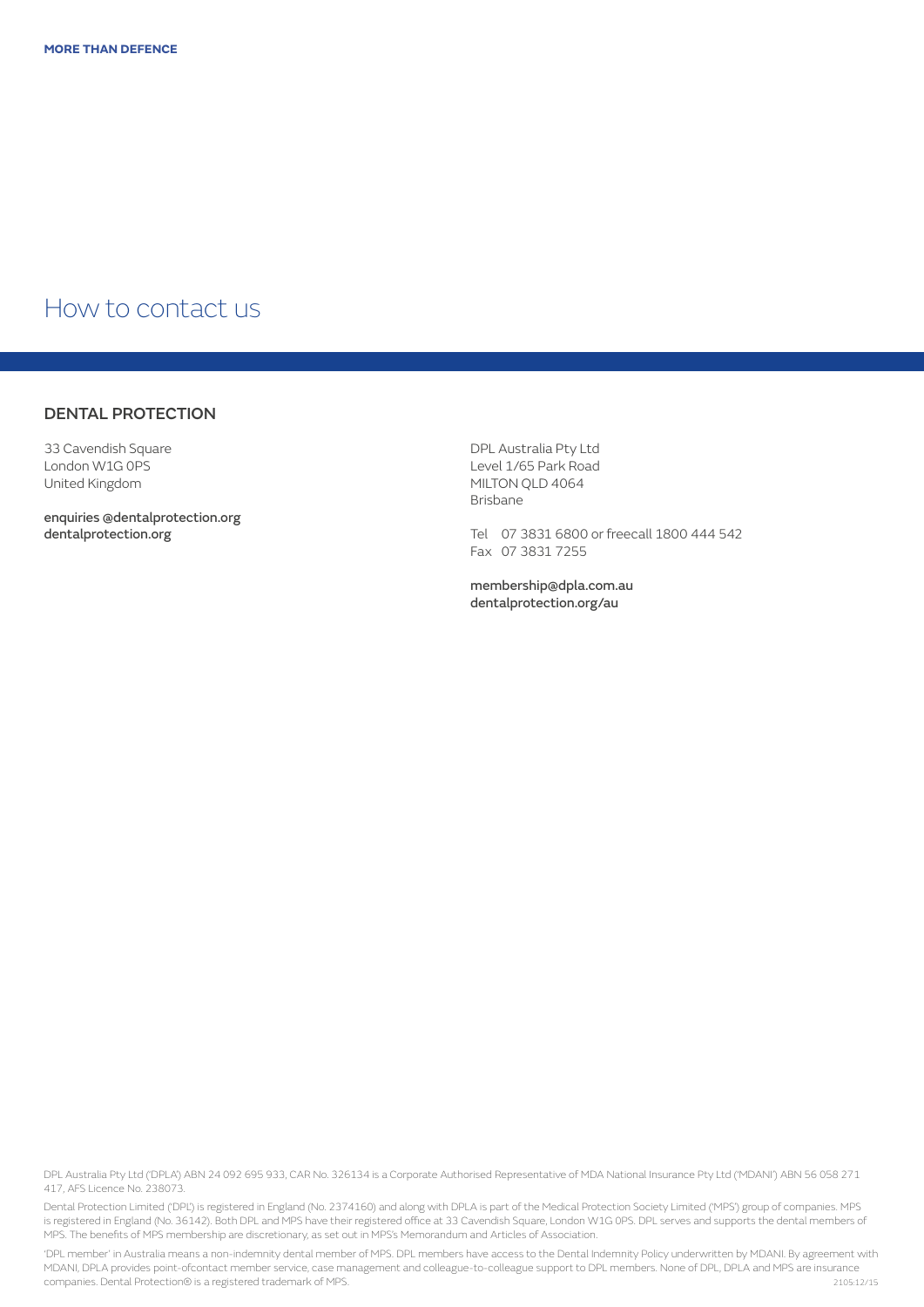# How to contact us

## DENTAL PROTECTION

33 Cavendish Square
London W1G 0PS
United Kingdom

enquiries @dentalprotection.org
dentalprotection.org

DPL Australia Pty Ltd
Level 1/65 Park Road
MILTON QLD 4064
Brisbane

Tel 07 3831 6800 or freecall 1800 444 542
Fax 07 3831 7255

membership@dpla.com.au
dentalprotection.org/au

DPL Australia Pty Ltd ('DPLA') ABN 24 092 695 933, CAR No. 326134 is a Corporate Authorised Representative of MDA National Insurance Pty Ltd ('MDANI') ABN 56 058 271 417, AFS Licence No. 238073.

Dental Protection Limited ('DPL') is registered in England (No. 2374160) and along with DPLA is part of the Medical Protection Society Limited ('MPS') group of companies. MPS is registered in England (No. 36142). Both DPL and MPS have their registered office at 33 Cavendish Square, London W1G 0PS. DPL serves and supports the dental members of MPS. The benefits of MPS membership are discretionary, as set out in MPS's Memorandum and Articles of Association.

'DPL member' in Australia means a non-indemnity dental member of MPS. DPL members have access to the Dental Indemnity Policy underwritten by MDANI. By agreement with MDANI, DPLA provides point-ofcontact member service, case management and colleague-to-colleague support to DPL members. None of DPL, DPLA and MPS are insurance companies. Dental Protection® is a registered trademark of MPS.

2105:12/15